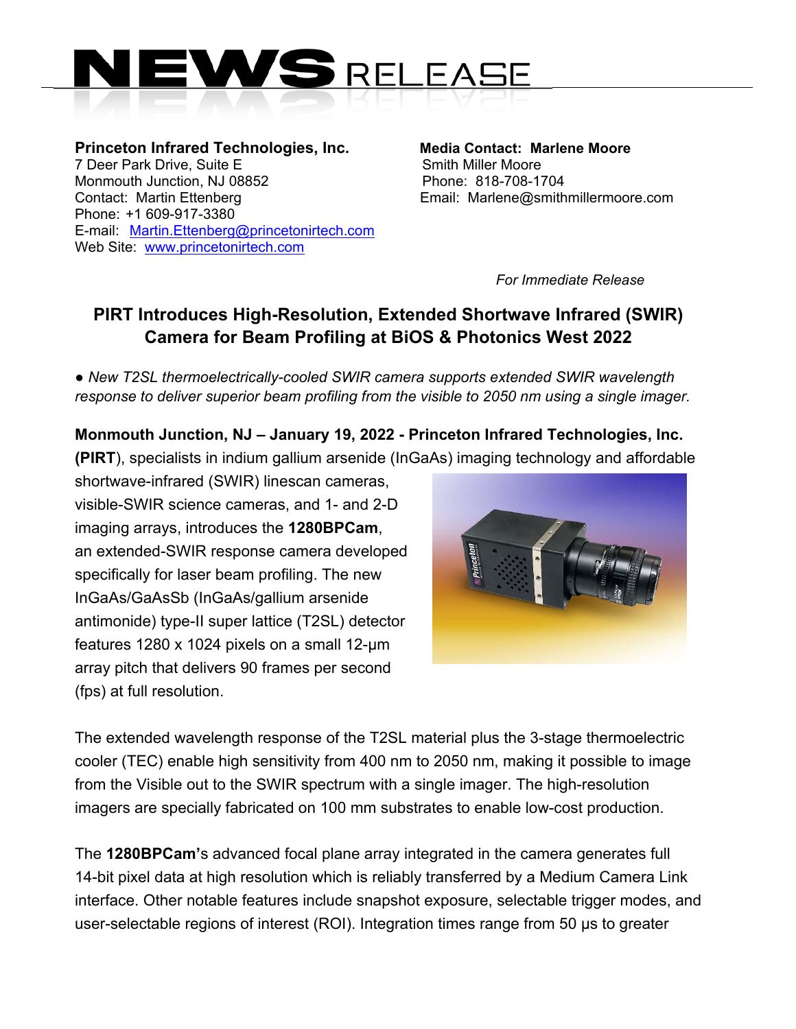# NEWS RELEASE

**Princeton Infrared Technologies, Inc.**
7 Deer Park Drive, Suite E
Monmouth Junction, NJ 08852
Contact: Martin Ettenberg
Phone: +1 609-917-3380
E-mail: Martin.Ettenberg@princetonirtech.com
Web Site: www.princetonirtech.com

**Media Contact: Marlene Moore**
Smith Miller Moore
Phone: 818-708-1704
Email: Marlene@smithmillermoore.com

*For Immediate Release*

## PIRT Introduces High-Resolution, Extended Shortwave Infrared (SWIR) Camera for Beam Profiling at BiOS & Photonics West 2022

● *New T2SL thermoelectrically-cooled SWIR camera supports extended SWIR wavelength response to deliver superior beam profiling from the visible to 2050 nm using a single imager.*

**Monmouth Junction, NJ – January 19, 2022 - Princeton Infrared Technologies, Inc. (PIRT**), specialists in indium gallium arsenide (InGaAs) imaging technology and affordable shortwave-infrared (SWIR) linescan cameras, visible-SWIR science cameras, and 1- and 2-D imaging arrays, introduces the **1280BPCam**, an extended-SWIR response camera developed specifically for laser beam profiling. The new InGaAs/GaAsSb (InGaAs/gallium arsenide antimonide) type-II super lattice (T2SL) detector features 1280 x 1024 pixels on a small 12-µm array pitch that delivers 90 frames per second (fps) at full resolution.

The extended wavelength response of the T2SL material plus the 3-stage thermoelectric cooler (TEC) enable high sensitivity from 400 nm to 2050 nm, making it possible to image from the Visible out to the SWIR spectrum with a single imager. The high-resolution imagers are specially fabricated on 100 mm substrates to enable low-cost production.

The **1280BPCam'**s advanced focal plane array integrated in the camera generates full 14-bit pixel data at high resolution which is reliably transferred by a Medium Camera Link interface. Other notable features include snapshot exposure, selectable trigger modes, and user-selectable regions of interest (ROI). Integration times range from 50 µs to greater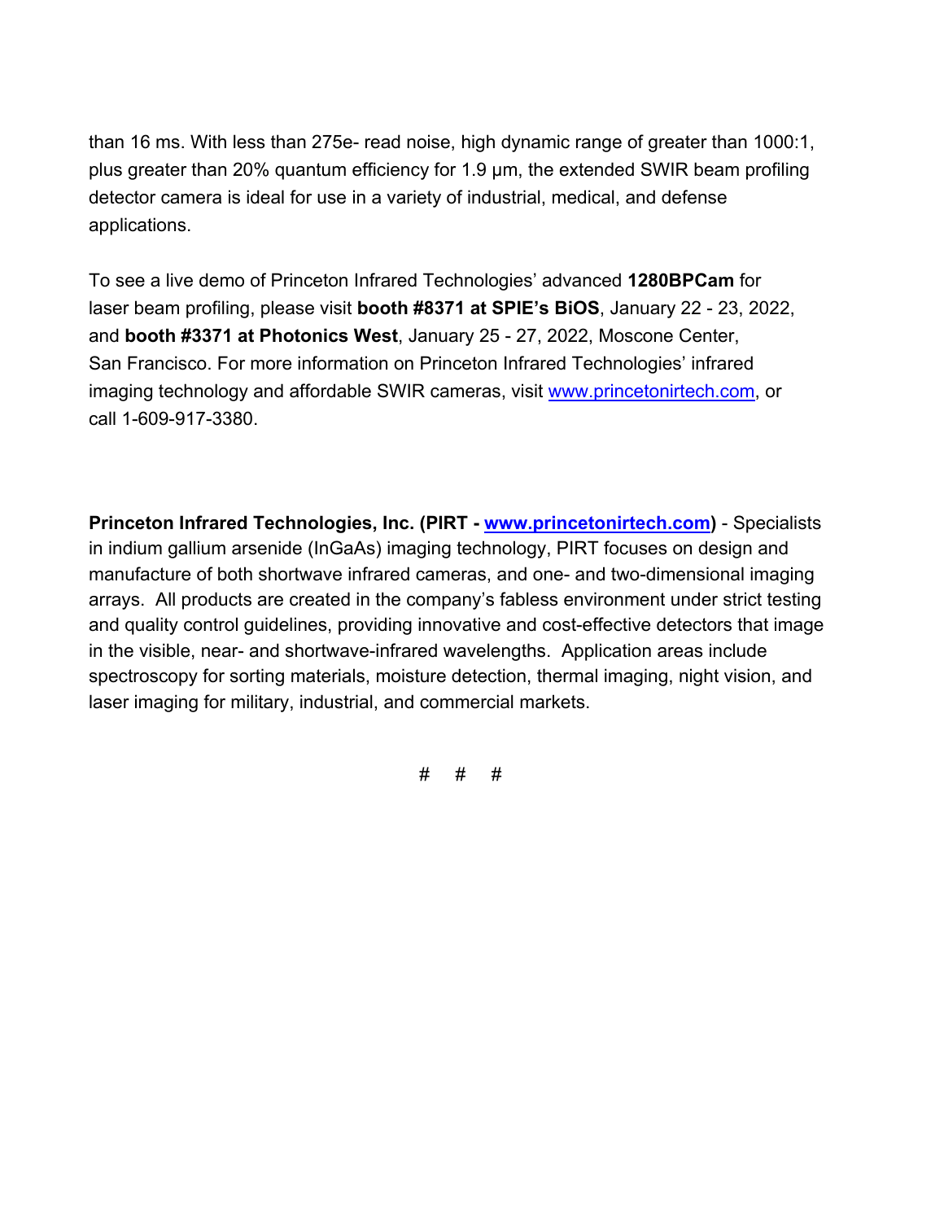than 16 ms. With less than 275e- read noise, high dynamic range of greater than 1000:1, plus greater than 20% quantum efficiency for 1.9 µm, the extended SWIR beam profiling detector camera is ideal for use in a variety of industrial, medical, and defense applications.

To see a live demo of Princeton Infrared Technologies' advanced **1280BPCam** for laser beam profiling, please visit **booth #8371 at SPIE's BiOS**, January 22 - 23, 2022, and **booth #3371 at Photonics West**, January 25 - 27, 2022, Moscone Center, San Francisco. For more information on Princeton Infrared Technologies' infrared imaging technology and affordable SWIR cameras, visit [www.princetonirtech.com](http://www.princetonirtech.com), or call 1-609-917-3380.

**Princeton Infrared Technologies, Inc. (PIRT - [www.princetonirtech.com](http://www.princetonirtech.com))** - Specialists in indium gallium arsenide (InGaAs) imaging technology, PIRT focuses on design and manufacture of both shortwave infrared cameras, and one- and two-dimensional imaging arrays. All products are created in the company's fabless environment under strict testing and quality control guidelines, providing innovative and cost-effective detectors that image in the visible, near- and shortwave-infrared wavelengths. Application areas include spectroscopy for sorting materials, moisture detection, thermal imaging, night vision, and laser imaging for military, industrial, and commercial markets.

\# # #